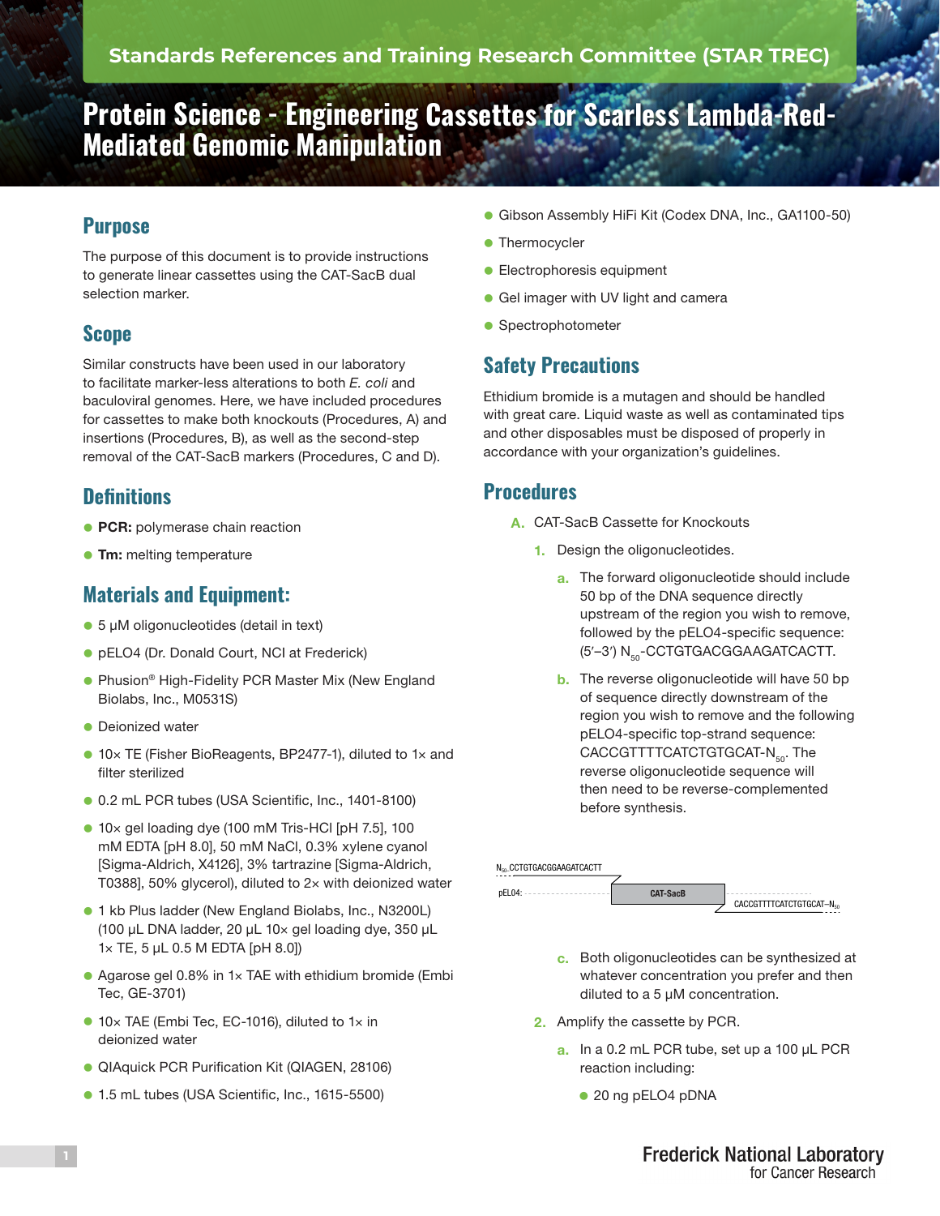Standards References and Training Research Committee (STAR TREC)

# Protein Science - Engineering Cassettes for Scarless Lambda-Red-Mediated Genomic Manipulation

## Purpose

The purpose of this document is to provide instructions to generate linear cassettes using the CAT-SacB dual selection marker.

## Scope

Similar constructs have been used in our laboratory to facilitate marker-less alterations to both *E. coli* and baculoviral genomes. Here, we have included procedures for cassettes to make both knockouts (Procedures, A) and insertions (Procedures, B), as well as the second-step removal of the CAT-SacB markers (Procedures, C and D).

## Definitions

- **PCR:** polymerase chain reaction
- **Tm:** melting temperature

## Materials and Equipment:

- 5 μM oligonucleotides (detail in text)
- pELO4 (Dr. Donald Court, NCI at Frederick)
- Phusion® High-Fidelity PCR Master Mix (New England Biolabs, Inc., M0531S)
- Deionized water
- 10× TE (Fisher BioReagents, BP2477-1), diluted to 1× and filter sterilized
- 0.2 mL PCR tubes (USA Scientific, Inc., 1401-8100)
- 10× gel loading dye (100 mM Tris-HCl [pH 7.5], 100 mM EDTA [pH 8.0], 50 mM NaCl, 0.3% xylene cyanol [Sigma-Aldrich, X4126], 3% tartrazine [Sigma-Aldrich, T0388], 50% glycerol), diluted to 2× with deionized water
- 1 kb Plus ladder (New England Biolabs, Inc., N3200L) (100 μL DNA ladder, 20 μL 10× gel loading dye, 350 μL 1× TE, 5 μL 0.5 M EDTA [pH 8.0])
- Agarose gel 0.8% in 1× TAE with ethidium bromide (Embi Tec, GE-3701)
- 10× TAE (Embi Tec, EC-1016), diluted to 1× in deionized water
- QIAquick PCR Purification Kit (QIAGEN, 28106)
- 1.5 mL tubes (USA Scientific, Inc., 1615-5500)
- Gibson Assembly HiFi Kit (Codex DNA, Inc., GA1100-50)
- Thermocycler
- Electrophoresis equipment
- Gel imager with UV light and camera
- Spectrophotometer

## Safety Precautions

Ethidium bromide is a mutagen and should be handled with great care. Liquid waste as well as contaminated tips and other disposables must be disposed of properly in accordance with your organization's guidelines.

## Procedures

A. CAT-SacB Cassette for Knockouts

1. Design the oligonucleotides.

   a. The forward oligonucleotide should include 50 bp of the DNA sequence directly upstream of the region you wish to remove, followed by the pELO4-specific sequence: (5′–3′) $N_{50}$-CCTGTGACGGAAGATCACTT.

   b. The reverse oligonucleotide will have 50 bp of sequence directly downstream of the region you wish to remove and the following pELO4-specific top-strand sequence: CACCGTTTTCATCTGTGCAT-$N_{50}$. The reverse oligonucleotide sequence will then need to be reverse-complemented before synthesis.

   $N_{50}$-CCTGTGACGGAAGATCACTT

   pELO4: CAT-SacB

   CACCGTTTTCATCTGTGCAT–$N_{50}$

   c. Both oligonucleotides can be synthesized at whatever concentration you prefer and then diluted to a 5 μM concentration.

2. Amplify the cassette by PCR.

   a. In a 0.2 mL PCR tube, set up a 100 μL PCR reaction including:

      - 20 ng pELO4 pDNA

Frederick National Laboratory for Cancer Research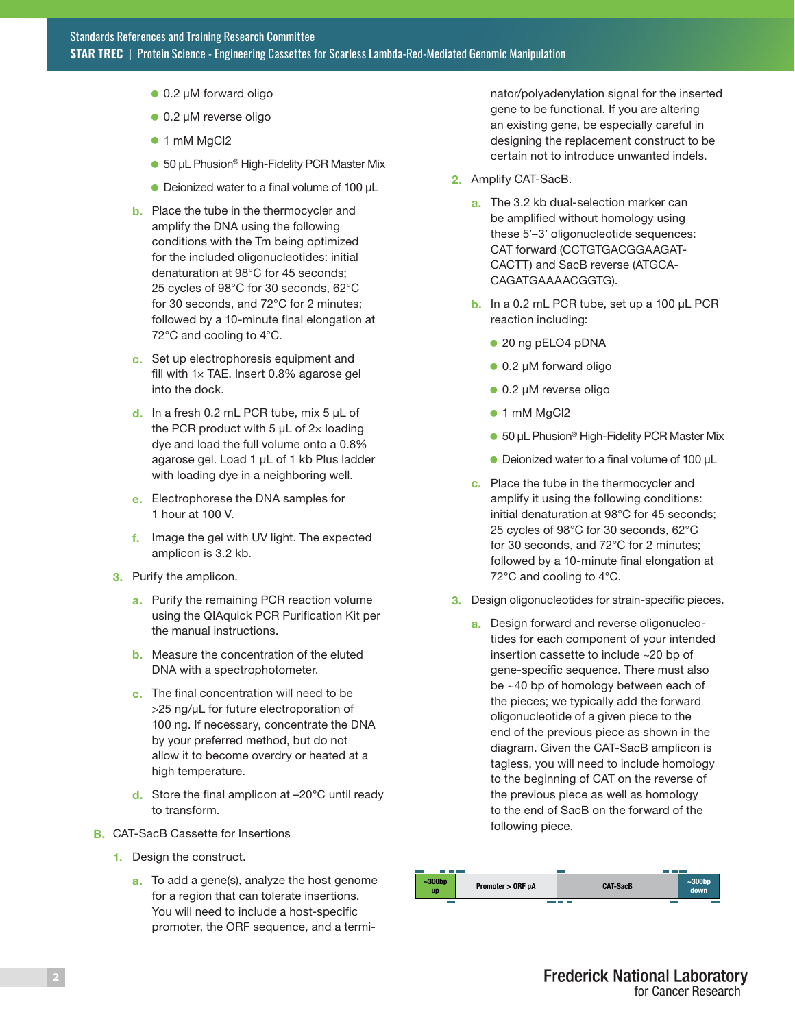- 0.2 µM forward oligo
- 0.2 µM reverse oligo
- 1 mM MgCl2
- 50 µL Phusion® High-Fidelity PCR Master Mix
- Deionized water to a final volume of 100 µL

b. Place the tube in the thermocycler and amplify the DNA using the following conditions with the Tm being optimized for the included oligonucleotides: initial denaturation at 98°C for 45 seconds; 25 cycles of 98°C for 30 seconds, 62°C for 30 seconds, and 72°C for 2 minutes; followed by a 10-minute final elongation at 72°C and cooling to 4°C.

c. Set up electrophoresis equipment and fill with 1× TAE. Insert 0.8% agarose gel into the dock.

d. In a fresh 0.2 mL PCR tube, mix 5 µL of the PCR product with 5 µL of 2× loading dye and load the full volume onto a 0.8% agarose gel. Load 1 µL of 1 kb Plus ladder with loading dye in a neighboring well.

e. Electrophorese the DNA samples for 1 hour at 100 V.

f. Image the gel with UV light. The expected amplicon is 3.2 kb.

3. Purify the amplicon.

a. Purify the remaining PCR reaction volume using the QIAquick PCR Purification Kit per the manual instructions.

b. Measure the concentration of the eluted DNA with a spectrophotometer.

c. The final concentration will need to be >25 ng/µL for future electroporation of 100 ng. If necessary, concentrate the DNA by your preferred method, but do not allow it to become overdry or heated at a high temperature.

d. Store the final amplicon at –20°C until ready to transform.

## B. CAT-SacB Cassette for Insertions

1. Design the construct.

a. To add a gene(s), analyze the host genome for a region that can tolerate insertions. You will need to include a host-specific promoter, the ORF sequence, and a terminator/polyadenylation signal for the inserted gene to be functional. If you are altering an existing gene, be especially careful in designing the replacement construct to be certain not to introduce unwanted indels.

2. Amplify CAT-SacB.

a. The 3.2 kb dual-selection marker can be amplified without homology using these 5′–3′ oligonucleotide sequences: CAT forward (CCTGTGACGGAAGATCACTT) and SacB reverse (ATGCACAGATGAAAACGGTG).

b. In a 0.2 mL PCR tube, set up a 100 µL PCR reaction including:

- 20 ng pELO4 pDNA
- 0.2 µM forward oligo
- 0.2 µM reverse oligo
- 1 mM MgCl2
- 50 µL Phusion® High-Fidelity PCR Master Mix
- Deionized water to a final volume of 100 µL

c. Place the tube in the thermocycler and amplify it using the following conditions: initial denaturation at 98°C for 45 seconds; 25 cycles of 98°C for 30 seconds, 62°C for 30 seconds, and 72°C for 2 minutes; followed by a 10-minute final elongation at 72°C and cooling to 4°C.

3. Design oligonucleotides for strain-specific pieces.

a. Design forward and reverse oligonucleotides for each component of your intended insertion cassette to include ~20 bp of gene-specific sequence. There must also be ~40 bp of homology between each of the pieces; we typically add the forward oligonucleotide of a given piece to the end of the previous piece as shown in the diagram. Given the CAT-SacB amplicon is tagless, you will need to include homology to the beginning of CAT on the reverse of the previous piece as well as homology to the end of SacB on the forward of the following piece.

| ~300bp up | Promoter > ORF pA | CAT-SacB | ~300bp down |
|---|---|---|---|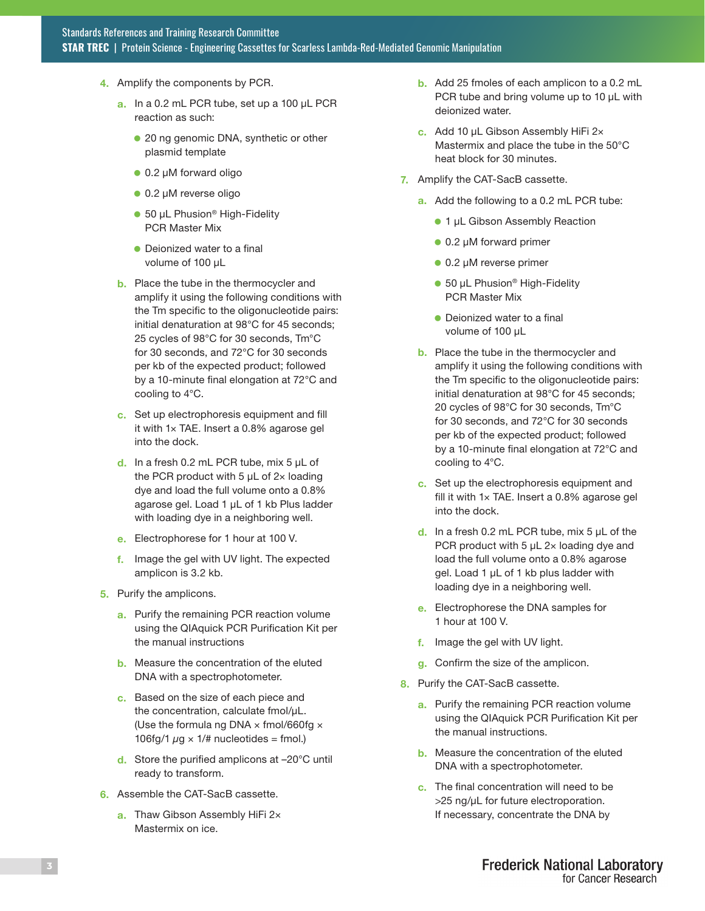4. Amplify the components by PCR.

   a. In a 0.2 mL PCR tube, set up a 100 µL PCR reaction as such:

      - 20 ng genomic DNA, synthetic or other plasmid template
      - 0.2 µM forward oligo
      - 0.2 µM reverse oligo
      - 50 µL Phusion® High-Fidelity PCR Master Mix
      - Deionized water to a final volume of 100 µL

   b. Place the tube in the thermocycler and amplify it using the following conditions with the Tm specific to the oligonucleotide pairs: initial denaturation at 98°C for 45 seconds; 25 cycles of 98°C for 30 seconds, Tm°C for 30 seconds, and 72°C for 30 seconds per kb of the expected product; followed by a 10-minute final elongation at 72°C and cooling to 4°C.

   c. Set up electrophoresis equipment and fill it with 1× TAE. Insert a 0.8% agarose gel into the dock.

   d. In a fresh 0.2 mL PCR tube, mix 5 µL of the PCR product with 5 µL of 2× loading dye and load the full volume onto a 0.8% agarose gel. Load 1 µL of 1 kb Plus ladder with loading dye in a neighboring well.

   e. Electrophorese for 1 hour at 100 V.

   f. Image the gel with UV light. The expected amplicon is 3.2 kb.

5. Purify the amplicons.

   a. Purify the remaining PCR reaction volume using the QIAquick PCR Purification Kit per the manual instructions

   b. Measure the concentration of the eluted DNA with a spectrophotometer.

   c. Based on the size of each piece and the concentration, calculate fmol/µL. (Use the formula ng DNA × fmol/660fg × 106fg/1 *µ*g × 1/# nucleotides = fmol.)

   d. Store the purified amplicons at –20°C until ready to transform.

6. Assemble the CAT-SacB cassette.

   a. Thaw Gibson Assembly HiFi 2× Mastermix on ice.

   b. Add 25 fmoles of each amplicon to a 0.2 mL PCR tube and bring volume up to 10 µL with deionized water.

   c. Add 10 µL Gibson Assembly HiFi 2× Mastermix and place the tube in the 50°C heat block for 30 minutes.

7. Amplify the CAT-SacB cassette.

   a. Add the following to a 0.2 mL PCR tube:

      - 1 µL Gibson Assembly Reaction
      - 0.2 µM forward primer
      - 0.2 µM reverse primer
      - 50 µL Phusion® High-Fidelity PCR Master Mix
      - Deionized water to a final volume of 100 µL

   b. Place the tube in the thermocycler and amplify it using the following conditions with the Tm specific to the oligonucleotide pairs: initial denaturation at 98°C for 45 seconds; 20 cycles of 98°C for 30 seconds, Tm°C for 30 seconds, and 72°C for 30 seconds per kb of the expected product; followed by a 10-minute final elongation at 72°C and cooling to 4°C.

   c. Set up the electrophoresis equipment and fill it with 1× TAE. Insert a 0.8% agarose gel into the dock.

   d. In a fresh 0.2 mL PCR tube, mix 5 µL of the PCR product with 5 µL 2× loading dye and load the full volume onto a 0.8% agarose gel. Load 1 µL of 1 kb plus ladder with loading dye in a neighboring well.

   e. Electrophorese the DNA samples for 1 hour at 100 V.

   f. Image the gel with UV light.

   g. Confirm the size of the amplicon.

8. Purify the CAT-SacB cassette.

   a. Purify the remaining PCR reaction volume using the QIAquick PCR Purification Kit per the manual instructions.

   b. Measure the concentration of the eluted DNA with a spectrophotometer.

   c. The final concentration will need to be >25 ng/µL for future electroporation. If necessary, concentrate the DNA by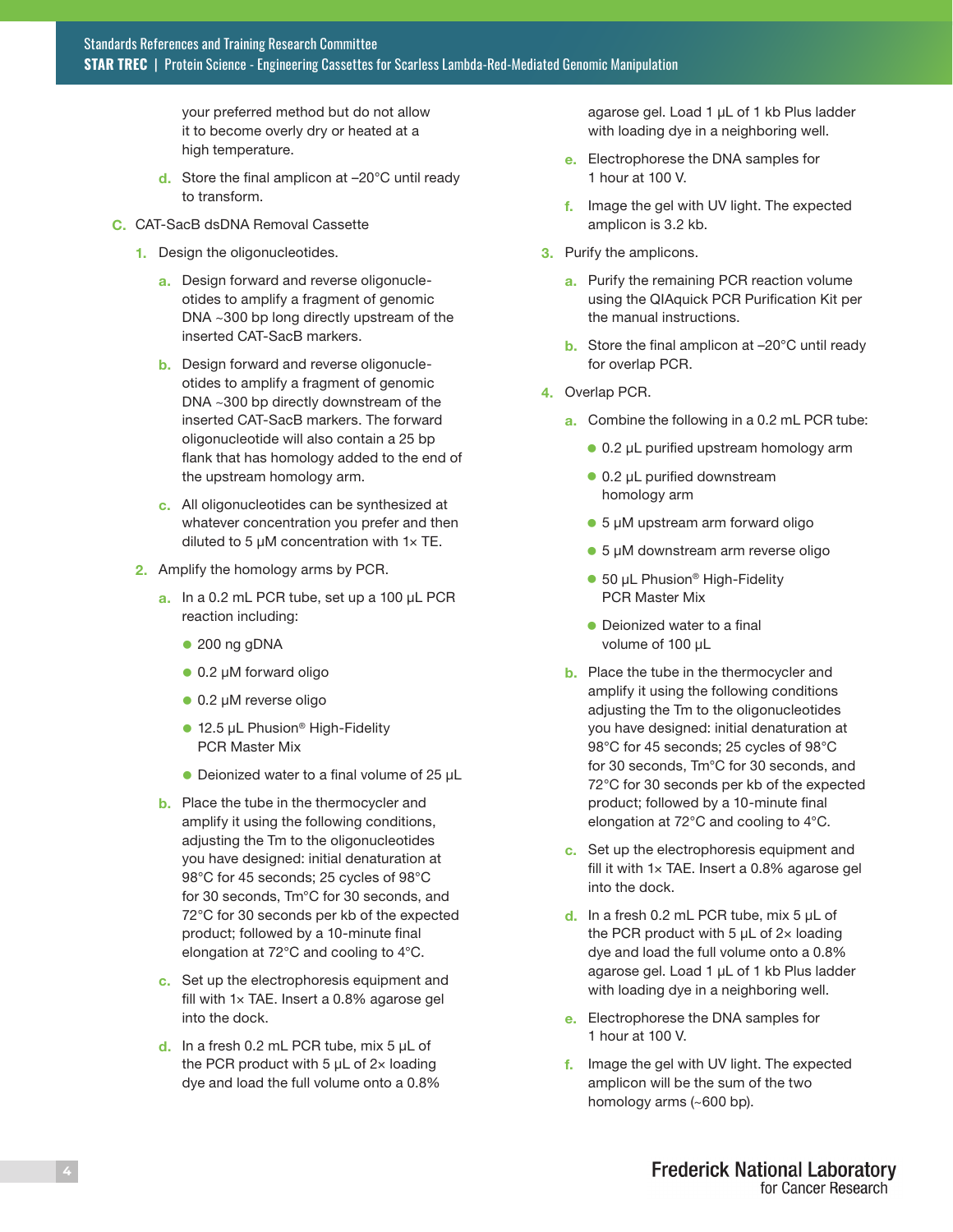your preferred method but do not allow it to become overly dry or heated at a high temperature.

d. Store the final amplicon at –20°C until ready to transform.

## C. CAT-SacB dsDNA Removal Cassette

1. Design the oligonucleotides.

   a. Design forward and reverse oligonucleotides to amplify a fragment of genomic DNA ~300 bp long directly upstream of the inserted CAT-SacB markers.

   b. Design forward and reverse oligonucleotides to amplify a fragment of genomic DNA ~300 bp directly downstream of the inserted CAT-SacB markers. The forward oligonucleotide will also contain a 25 bp flank that has homology added to the end of the upstream homology arm.

   c. All oligonucleotides can be synthesized at whatever concentration you prefer and then diluted to 5 µM concentration with 1× TE.

2. Amplify the homology arms by PCR.

   a. In a 0.2 mL PCR tube, set up a 100 µL PCR reaction including:

      - 200 ng gDNA
      - 0.2 µM forward oligo
      - 0.2 µM reverse oligo
      - 12.5 µL Phusion® High-Fidelity PCR Master Mix
      - Deionized water to a final volume of 25 µL

   b. Place the tube in the thermocycler and amplify it using the following conditions, adjusting the Tm to the oligonucleotides you have designed: initial denaturation at 98°C for 45 seconds; 25 cycles of 98°C for 30 seconds, Tm°C for 30 seconds, and 72°C for 30 seconds per kb of the expected product; followed by a 10-minute final elongation at 72°C and cooling to 4°C.

   c. Set up the electrophoresis equipment and fill with 1× TAE. Insert a 0.8% agarose gel into the dock.

   d. In a fresh 0.2 mL PCR tube, mix 5 µL of the PCR product with 5 µL of 2× loading dye and load the full volume onto a 0.8% agarose gel. Load 1 µL of 1 kb Plus ladder with loading dye in a neighboring well.

   e. Electrophorese the DNA samples for 1 hour at 100 V.

   f. Image the gel with UV light. The expected amplicon is 3.2 kb.

3. Purify the amplicons.

   a. Purify the remaining PCR reaction volume using the QIAquick PCR Purification Kit per the manual instructions.

   b. Store the final amplicon at –20°C until ready for overlap PCR.

4. Overlap PCR.

   a. Combine the following in a 0.2 mL PCR tube:

      - 0.2 µL purified upstream homology arm
      - 0.2 µL purified downstream homology arm
      - 5 µM upstream arm forward oligo
      - 5 µM downstream arm reverse oligo
      - 50 µL Phusion® High-Fidelity PCR Master Mix
      - Deionized water to a final volume of 100 µL

   b. Place the tube in the thermocycler and amplify it using the following conditions adjusting the Tm to the oligonucleotides you have designed: initial denaturation at 98°C for 45 seconds; 25 cycles of 98°C for 30 seconds, Tm°C for 30 seconds, and 72°C for 30 seconds per kb of the expected product; followed by a 10-minute final elongation at 72°C and cooling to 4°C.

   c. Set up the electrophoresis equipment and fill it with 1× TAE. Insert a 0.8% agarose gel into the dock.

   d. In a fresh 0.2 mL PCR tube, mix 5 µL of the PCR product with 5 µL of 2× loading dye and load the full volume onto a 0.8% agarose gel. Load 1 µL of 1 kb Plus ladder with loading dye in a neighboring well.

   e. Electrophorese the DNA samples for 1 hour at 100 V.

   f. Image the gel with UV light. The expected amplicon will be the sum of the two homology arms (~600 bp).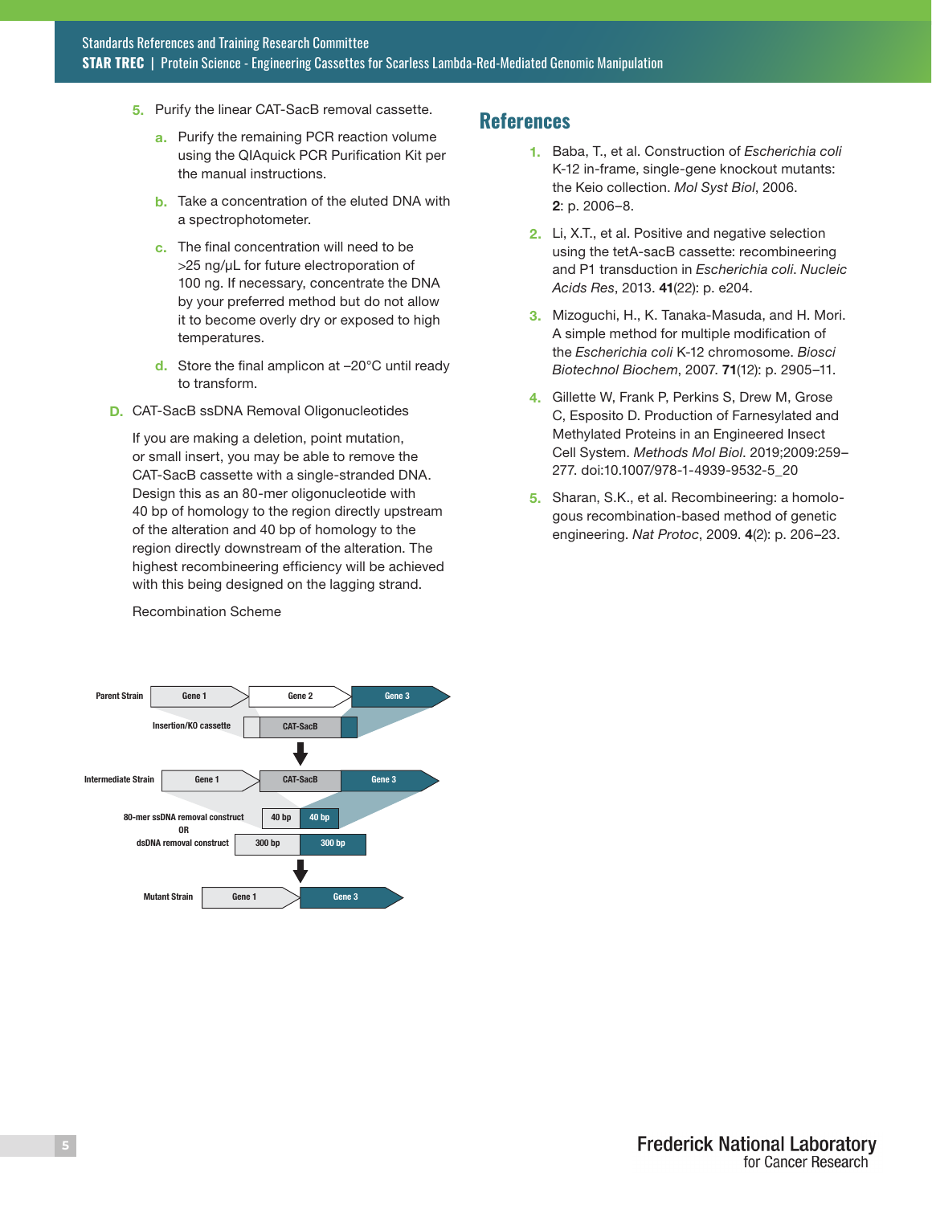5. Purify the linear CAT-SacB removal cassette.

   a. Purify the remaining PCR reaction volume using the QIAquick PCR Purification Kit per the manual instructions.

   b. Take a concentration of the eluted DNA with a spectrophotometer.

   c. The final concentration will need to be >25 ng/µL for future electroporation of 100 ng. If necessary, concentrate the DNA by your preferred method but do not allow it to become overly dry or exposed to high temperatures.

   d. Store the final amplicon at –20°C until ready to transform.

D. CAT-SacB ssDNA Removal Oligonucleotides

If you are making a deletion, point mutation, or small insert, you may be able to remove the CAT-SacB cassette with a single-stranded DNA. Design this as an 80-mer oligonucleotide with 40 bp of homology to the region directly upstream of the alteration and 40 bp of homology to the region directly downstream of the alteration. The highest recombineering efficiency will be achieved with this being designed on the lagging strand.

Recombination Scheme

Parent Strain
Gene 1
Gene 2
Gene 3
Insertion/KO cassette
CAT-SacB
Intermediate Strain
Gene 1
CAT-SacB
Gene 3
80-mer ssDNA removal construct
OR
dsDNA removal construct
40 bp
40 bp
300 bp
300 bp
Mutant Strain
Gene 1
Gene 3

## References

1. Baba, T., et al. Construction of *Escherichia coli* K-12 in-frame, single-gene knockout mutants: the Keio collection. *Mol Syst Biol*, 2006. **2**: p. 2006–8.

2. Li, X.T., et al. Positive and negative selection using the tetA-sacB cassette: recombineering and P1 transduction in *Escherichia coli*. *Nucleic Acids Res*, 2013. **41**(22): p. e204.

3. Mizoguchi, H., K. Tanaka-Masuda, and H. Mori. A simple method for multiple modification of the *Escherichia coli* K-12 chromosome. *Biosci Biotechnol Biochem*, 2007. **71**(12): p. 2905–11.

4. Gillette W, Frank P, Perkins S, Drew M, Grose C, Esposito D. Production of Farnesylated and Methylated Proteins in an Engineered Insect Cell System. *Methods Mol Biol*. 2019;2009:259–277. doi:10.1007/978-1-4939-9532-5_20

5. Sharan, S.K., et al. Recombineering: a homologous recombination-based method of genetic engineering. *Nat Protoc*, 2009. **4**(2): p. 206–23.